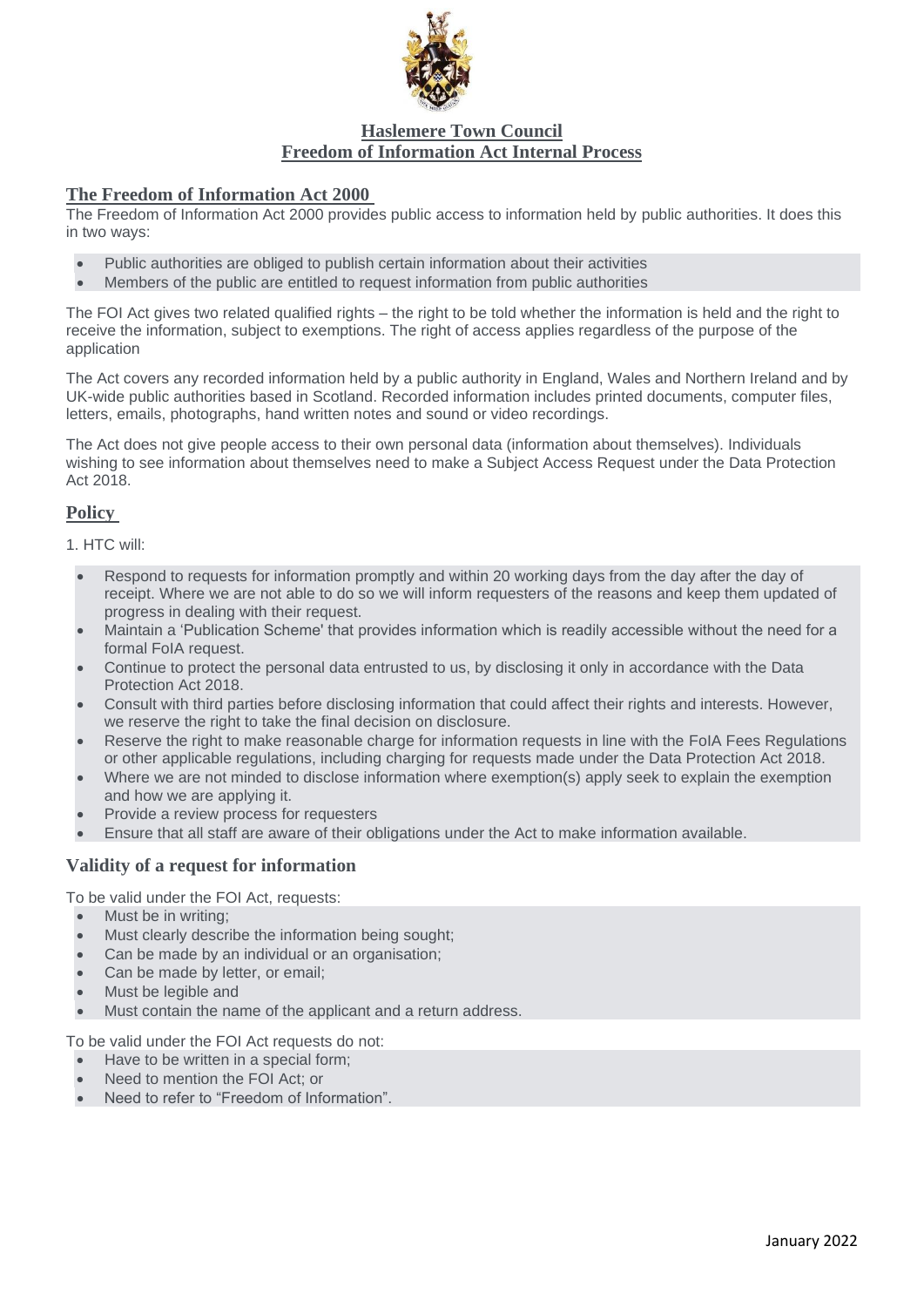# Haslemere Town Council
# Freedom of Information Act Internal Process

## The Freedom of Information Act 2000

The Freedom of Information Act 2000 provides public access to information held by public authorities. It does this in two ways:

- Public authorities are obliged to publish certain information about their activities
- Members of the public are entitled to request information from public authorities

The FOI Act gives two related qualified rights – the right to be told whether the information is held and the right to receive the information, subject to exemptions. The right of access applies regardless of the purpose of the application

The Act covers any recorded information held by a public authority in England, Wales and Northern Ireland and by UK-wide public authorities based in Scotland. Recorded information includes printed documents, computer files, letters, emails, photographs, hand written notes and sound or video recordings.

The Act does not give people access to their own personal data (information about themselves). Individuals wishing to see information about themselves need to make a Subject Access Request under the Data Protection Act 2018.

## Policy

1. HTC will:

- Respond to requests for information promptly and within 20 working days from the day after the day of receipt. Where we are not able to do so we will inform requesters of the reasons and keep them updated of progress in dealing with their request.
- Maintain a 'Publication Scheme' that provides information which is readily accessible without the need for a formal FoIA request.
- Continue to protect the personal data entrusted to us, by disclosing it only in accordance with the Data Protection Act 2018.
- Consult with third parties before disclosing information that could affect their rights and interests. However, we reserve the right to take the final decision on disclosure.
- Reserve the right to make reasonable charge for information requests in line with the FoIA Fees Regulations or other applicable regulations, including charging for requests made under the Data Protection Act 2018.
- Where we are not minded to disclose information where exemption(s) apply seek to explain the exemption and how we are applying it.
- Provide a review process for requesters
- Ensure that all staff are aware of their obligations under the Act to make information available.

## Validity of a request for information

To be valid under the FOI Act, requests:

- Must be in writing;
- Must clearly describe the information being sought;
- Can be made by an individual or an organisation;
- Can be made by letter, or email;
- Must be legible and
- Must contain the name of the applicant and a return address.

To be valid under the FOI Act requests do not:

- Have to be written in a special form;
- Need to mention the FOI Act; or
- Need to refer to "Freedom of Information".

January 2022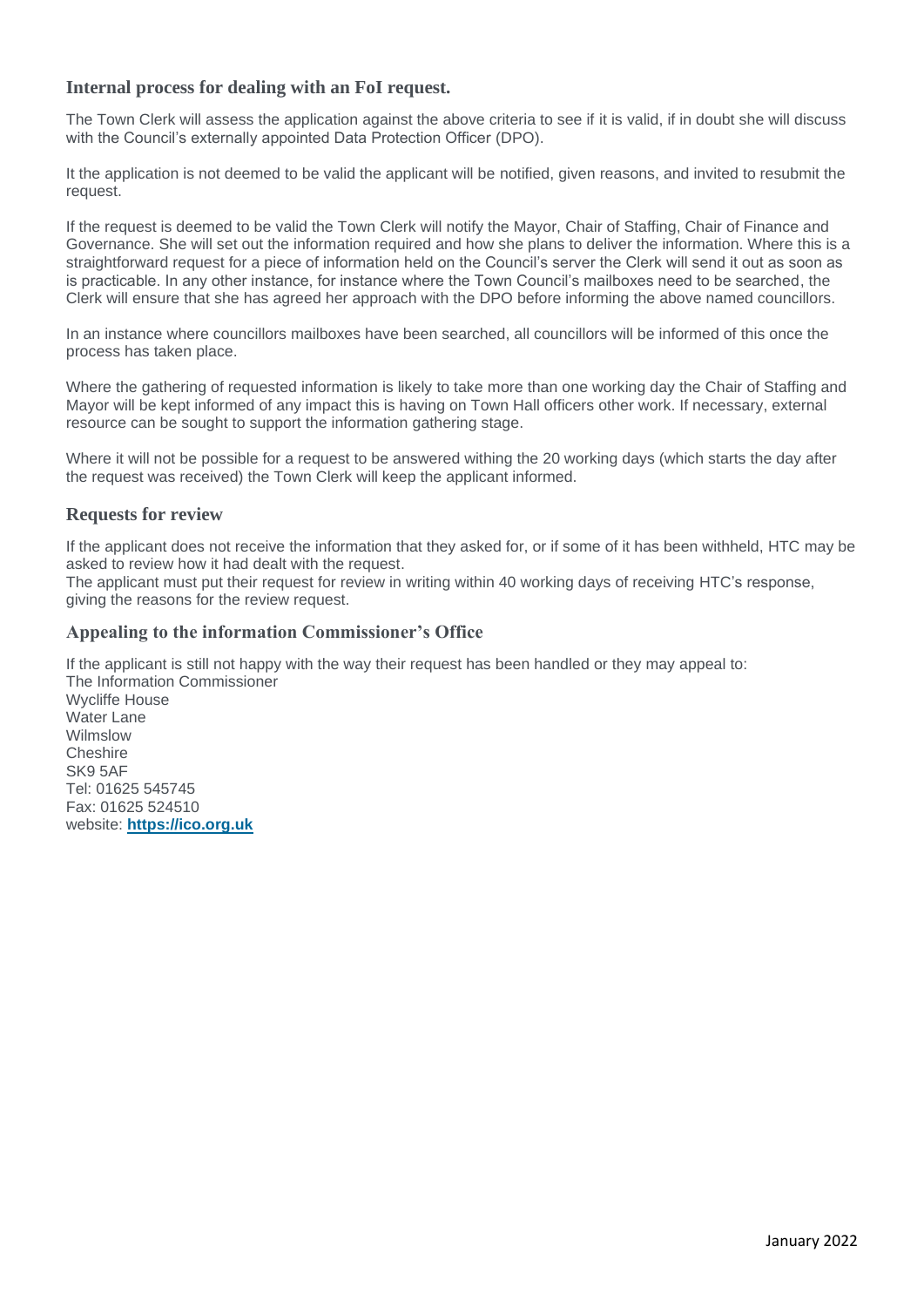### Internal process for dealing with an FoI request.

The Town Clerk will assess the application against the above criteria to see if it is valid, if in doubt she will discuss with the Council's externally appointed Data Protection Officer (DPO).

It the application is not deemed to be valid the applicant will be notified, given reasons, and invited to resubmit the request.

If the request is deemed to be valid the Town Clerk will notify the Mayor, Chair of Staffing, Chair of Finance and Governance. She will set out the information required and how she plans to deliver the information. Where this is a straightforward request for a piece of information held on the Council's server the Clerk will send it out as soon as is practicable. In any other instance, for instance where the Town Council's mailboxes need to be searched, the Clerk will ensure that she has agreed her approach with the DPO before informing the above named councillors.

In an instance where councillors mailboxes have been searched, all councillors will be informed of this once the process has taken place.

Where the gathering of requested information is likely to take more than one working day the Chair of Staffing and Mayor will be kept informed of any impact this is having on Town Hall officers other work. If necessary, external resource can be sought to support the information gathering stage.

Where it will not be possible for a request to be answered withing the 20 working days (which starts the day after the request was received) the Town Clerk will keep the applicant informed.

### Requests for review

If the applicant does not receive the information that they asked for, or if some of it has been withheld, HTC may be asked to review how it had dealt with the request.
The applicant must put their request for review in writing within 40 working days of receiving HTC's response, giving the reasons for the review request.

### Appealing to the information Commissioner's Office

If the applicant is still not happy with the way their request has been handled or they may appeal to:
The Information Commissioner
Wycliffe House
Water Lane
Wilmslow
Cheshire
SK9 5AF
Tel: 01625 545745
Fax: 01625 524510
website: **https://ico.org.uk**

January 2022